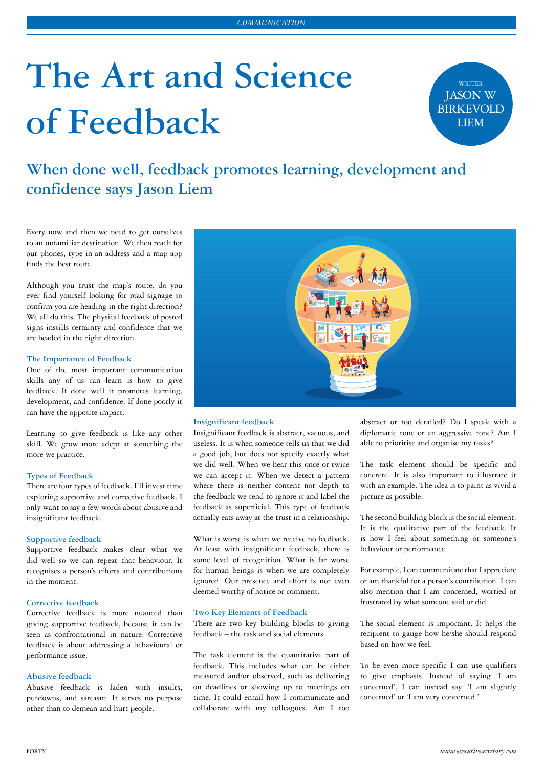# The Art and Science of Feedback

WRITER JASON W BIRKEVOLD LIEM

## When done well, feedback promotes learning, development and confidence says Jason Liem

Every now and then we need to get ourselves to an unfamiliar destination. We then reach for our phones, type in an address and a map app finds the best route.

Although you trust the map's route, do you ever find yourself looking for road signage to confirm you are heading in the right direction? We all do this. The physical feedback of posted signs instills certainty and confidence that we are headed in the right direction.

### The Importance of Feedback

One of the most important communication skills any of us can learn is how to give feedback. If done well it promotes learning, development, and confidence. If done poorly it can have the opposite impact.

Learning to give feedback is like any other skill. We grow more adept at something the more we practice.

### Types of Feedback

There are four types of feedback. I'll invest time exploring supportive and corrective feedback. I only want to say a few words about abusive and insignificant feedback.

### Supportive feedback

Supportive feedback makes clear what we did well so we can repeat that behaviour. It recognises a person's efforts and contributions in the moment.

### Corrective feedback

Corrective feedback is more nuanced than giving supportive feedback, because it can be seen as confrontational in nature. Corrective feedback is about addressing a behavioural or performance issue.

### Abusive feedback

Abusive feedback is laden with insults, putdowns, and sarcasm. It serves no purpose other than to demean and hurt people.

### Insignificant feedback

Insignificant feedback is abstract, vacuous, and useless. It is when someone tells us that we did a good job, but does not specify exactly what we did well. When we hear this once or twice we can accept it. When we detect a pattern where there is neither content nor depth to the feedback we tend to ignore it and label the feedback as superficial. This type of feedback actually eats away at the trust in a relationship.

What is worse is when we receive no feedback. At least with insignificant feedback, there is some level of recognition. What is far worse for human beings is when we are completely ignored. Our presence and effort is not even deemed worthy of notice or comment.

### Two Key Elements of Feedback

There are two key building blocks to giving feedback – the task and social elements.

The task element is the quantitative part of feedback. This includes what can be either measured and/or observed, such as delivering on deadlines or showing up to meetings on time. It could entail how I communicate and collaborate with my colleagues. Am I too abstract or too detailed? Do I speak with a diplomatic tone or an aggressive tone? Am I able to prioritise and organise my tasks?

The task element should be specific and concrete. It is also important to illustrate it with an example. The idea is to paint as vivid a picture as possible.

The second building block is the social element. It is the qualitative part of the feedback. It is how I feel about something or someone's behaviour or performance.

For example, I can communicate that I appreciate or am thankful for a person's contribution. I can also mention that I am concerned, worried or frustrated by what someone said or did.

The social element is important. It helps the recipient to gauge how he/she should respond based on how we feel.

To be even more specific I can use qualifiers to give emphasis. Instead of saying 'I am concerned', I can instead say "I am slightly concerned' or 'I am very concerned.'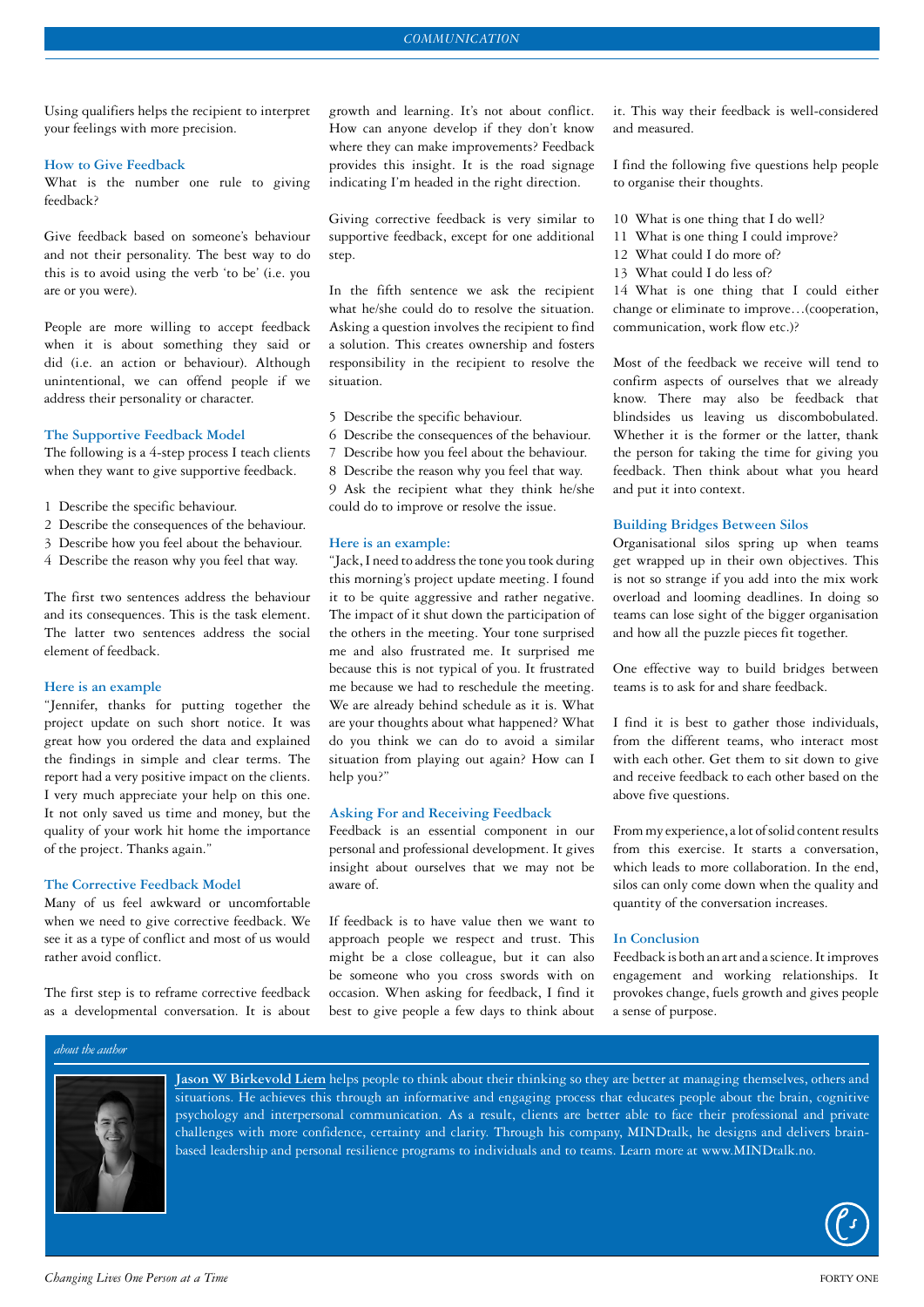Using qualifiers helps the recipient to interpret your feelings with more precision.

### How to Give Feedback

What is the number one rule to giving feedback?

Give feedback based on someone's behaviour and not their personality. The best way to do this is to avoid using the verb 'to be' (i.e. you are or you were).

People are more willing to accept feedback when it is about something they said or did (i.e. an action or behaviour). Although unintentional, we can offend people if we address their personality or character.

### The Supportive Feedback Model

The following is a 4-step process I teach clients when they want to give supportive feedback.

1. Describe the specific behaviour.
2. Describe the consequences of the behaviour.
3. Describe how you feel about the behaviour.
4. Describe the reason why you feel that way.

The first two sentences address the behaviour and its consequences. This is the task element. The latter two sentences address the social element of feedback.

### Here is an example

"Jennifer, thanks for putting together the project update on such short notice. It was great how you ordered the data and explained the findings in simple and clear terms. The report had a very positive impact on the clients. I very much appreciate your help on this one. It not only saved us time and money, but the quality of your work hit home the importance of the project. Thanks again."

### The Corrective Feedback Model

Many of us feel awkward or uncomfortable when we need to give corrective feedback. We see it as a type of conflict and most of us would rather avoid conflict.

The first step is to reframe corrective feedback as a developmental conversation. It is about growth and learning. It's not about conflict. How can anyone develop if they don't know where they can make improvements? Feedback provides this insight. It is the road signage indicating I'm headed in the right direction.

Giving corrective feedback is very similar to supportive feedback, except for one additional step.

In the fifth sentence we ask the recipient what he/she could do to resolve the situation. Asking a question involves the recipient to find a solution. This creates ownership and fosters responsibility in the recipient to resolve the situation.

5. Describe the specific behaviour.
6. Describe the consequences of the behaviour.
7. Describe how you feel about the behaviour.
8. Describe the reason why you feel that way.
9. Ask the recipient what they think he/she could do to improve or resolve the issue.

### Here is an example:

"Jack, I need to address the tone you took during this morning's project update meeting. I found it to be quite aggressive and rather negative. The impact of it shut down the participation of the others in the meeting. Your tone surprised me and also frustrated me. It surprised me because this is not typical of you. It frustrated me because we had to reschedule the meeting. We are already behind schedule as it is. What are your thoughts about what happened? What do you think we can do to avoid a similar situation from playing out again? How can I help you?"

### Asking For and Receiving Feedback

Feedback is an essential component in our personal and professional development. It gives insight about ourselves that we may not be aware of.

If feedback is to have value then we want to approach people we respect and trust. This might be a close colleague, but it can also be someone who you cross swords with on occasion. When asking for feedback, I find it best to give people a few days to think about it. This way their feedback is well-considered and measured.

I find the following five questions help people to organise their thoughts.

10. What is one thing that I do well?
11. What is one thing I could improve?
12. What could I do more of?
13. What could I do less of?
14. What is one thing that I could either change or eliminate to improve…(cooperation, communication, work flow etc.)?

Most of the feedback we receive will tend to confirm aspects of ourselves that we already know. There may also be feedback that blindsides us leaving us discombobulated. Whether it is the former or the latter, thank the person for taking the time for giving you feedback. Then think about what you heard and put it into context.

### Building Bridges Between Silos

Organisational silos spring up when teams get wrapped up in their own objectives. This is not so strange if you add into the mix work overload and looming deadlines. In doing so teams can lose sight of the bigger organisation and how all the puzzle pieces fit together.

One effective way to build bridges between teams is to ask for and share feedback.

I find it is best to gather those individuals, from the different teams, who interact most with each other. Get them to sit down to give and receive feedback to each other based on the above five questions.

From my experience, a lot of solid content results from this exercise. It starts a conversation, which leads to more collaboration. In the end, silos can only come down when the quality and quantity of the conversation increases.

### In Conclusion

Feedback is both an art and a science. It improves engagement and working relationships. It provokes change, fuels growth and gives people a sense of purpose.

*about the author*

**Jason W Birkevold Liem** helps people to think about their thinking so they are better at managing themselves, others and situations. He achieves this through an informative and engaging process that educates people about the brain, cognitive psychology and interpersonal communication. As a result, clients are better able to face their professional and private challenges with more confidence, certainty and clarity. Through his company, MINDtalk, he designs and delivers brain-based leadership and personal resilience programs to individuals and to teams. Learn more at www.MINDtalk.no.